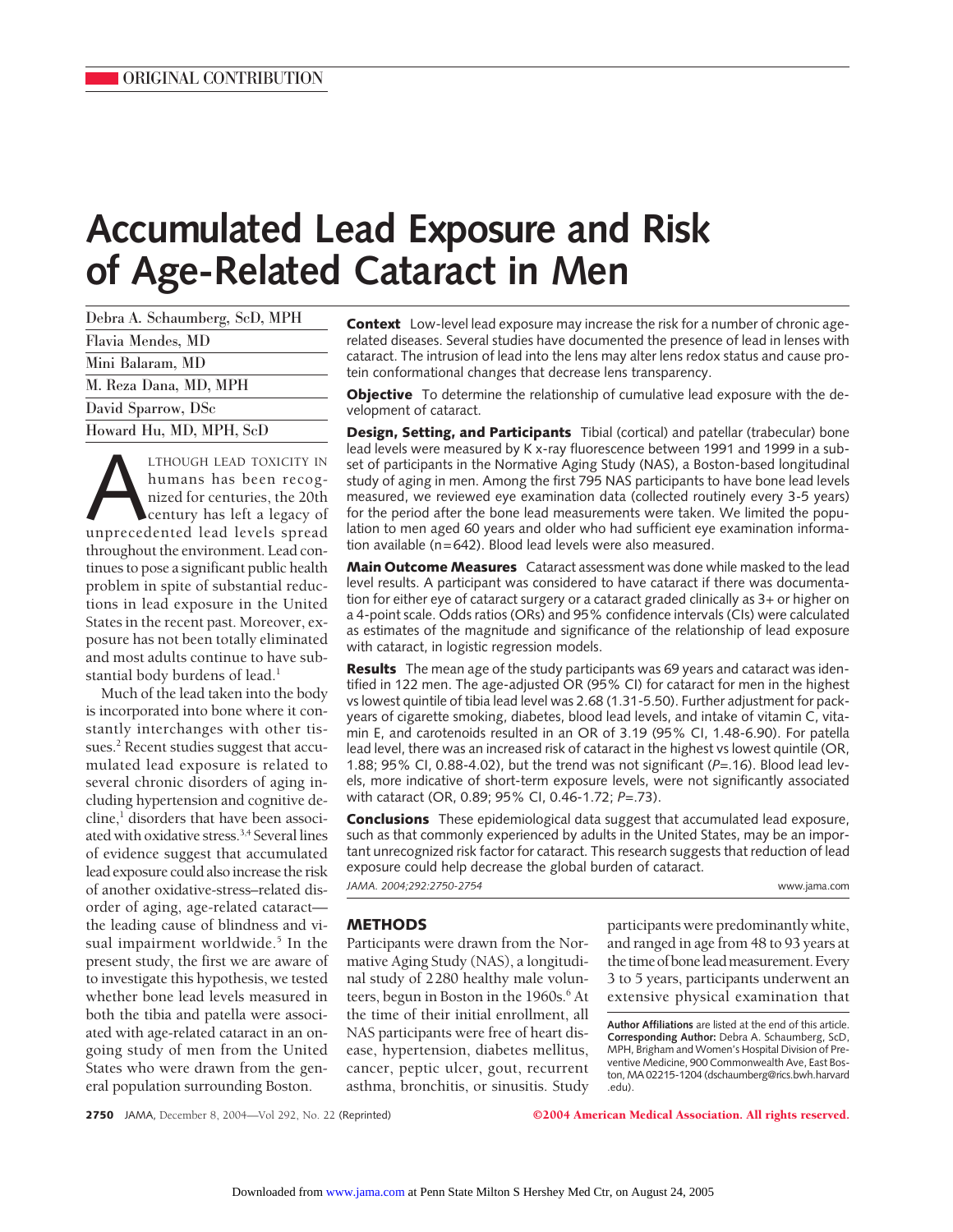ORIGINAL CONTRIBUTION

# Accumulated Lead Exposure and Risk of Age-Related Cataract in Men

Debra A. Schaumberg, ScD, MPH

Flavia Mendes, MD

Mini Balaram, MD

M. Reza Dana, MD, MPH

David Sparrow, DSc

Howard Hu, MD, MPH, ScD

**Context** Low-level lead exposure may increase the risk for a number of chronic age-related diseases. Several studies have documented the presence of lead in lenses with cataract. The intrusion of lead into the lens may alter lens redox status and cause protein conformational changes that decrease lens transparency.

**Objective** To determine the relationship of cumulative lead exposure with the development of cataract.

**Design, Setting, and Participants** Tibial (cortical) and patellar (trabecular) bone lead levels were measured by K x-ray fluorescence between 1991 and 1999 in a subset of participants in the Normative Aging Study (NAS), a Boston-based longitudinal study of aging in men. Among the first 795 NAS participants to have bone lead levels measured, we reviewed eye examination data (collected routinely every 3-5 years) for the period after the bone lead measurements were taken. We limited the population to men aged 60 years and older who had sufficient eye examination information available (n=642). Blood lead levels were also measured.

**Main Outcome Measures** Cataract assessment was done while masked to the lead level results. A participant was considered to have cataract if there was documentation for either eye of cataract surgery or a cataract graded clinically as 3+ or higher on a 4-point scale. Odds ratios (ORs) and 95% confidence intervals (CIs) were calculated as estimates of the magnitude and significance of the relationship of lead exposure with cataract, in logistic regression models.

**Results** The mean age of the study participants was 69 years and cataract was identified in 122 men. The age-adjusted OR (95% CI) for cataract for men in the highest vs lowest quintile of tibia lead level was 2.68 (1.31-5.50). Further adjustment for pack-years of cigarette smoking, diabetes, blood lead levels, and intake of vitamin C, vitamin E, and carotenoids resulted in an OR of 3.19 (95% CI, 1.48-6.90). For patella lead level, there was an increased risk of cataract in the highest vs lowest quintile (OR, 1.88; 95% CI, 0.88-4.02), but the trend was not significant (*P*=.16). Blood lead levels, more indicative of short-term exposure levels, were not significantly associated with cataract (OR, 0.89; 95% CI, 0.46-1.72; *P*=.73).

**Conclusions** These epidemiological data suggest that accumulated lead exposure, such as that commonly experienced by adults in the United States, may be an important unrecognized risk factor for cataract. This research suggests that reduction of lead exposure could help decrease the global burden of cataract.

*JAMA. 2004;292:2750-2754*

ALTHOUGH LEAD TOXICITY IN humans has been recognized for centuries, the 20th century has left a legacy of unprecedented lead levels spread throughout the environment. Lead continues to pose a significant public health problem in spite of substantial reductions in lead exposure in the United States in the recent past. Moreover, exposure has not been totally eliminated and most adults continue to have substantial body burdens of lead.[1]

Much of the lead taken into the body is incorporated into bone where it constantly interchanges with other tissues.[2] Recent studies suggest that accumulated lead exposure is related to several chronic disorders of aging including hypertension and cognitive decline,[1] disorders that have been associated with oxidative stress.[3,4] Several lines of evidence suggest that accumulated lead exposure could also increase the risk of another oxidative-stress–related disorder of aging, age-related cataract—the leading cause of blindness and visual impairment worldwide.[5] In the present study, the first we are aware of to investigate this hypothesis, we tested whether bone lead levels measured in both the tibia and patella were associated with age-related cataract in an ongoing study of men from the United States who were drawn from the general population surrounding Boston.

## METHODS

Participants were drawn from the Normative Aging Study (NAS), a longitudinal study of 2280 healthy male volunteers, begun in Boston in the 1960s.[6] At the time of their initial enrollment, all NAS participants were free of heart disease, hypertension, diabetes mellitus, cancer, peptic ulcer, gout, recurrent asthma, bronchitis, or sinusitis. Study participants were predominantly white, and ranged in age from 48 to 93 years at the time of bone lead measurement. Every 3 to 5 years, participants underwent an extensive physical examination that

**Author Affiliations** are listed at the end of this article.
**Corresponding Author:** Debra A. Schaumberg, ScD, MPH, Brigham and Women's Hospital Division of Preventive Medicine, 900 Commonwealth Ave, East Boston, MA 02215-1204 (dschaumberg@rics.bwh.harvard.edu).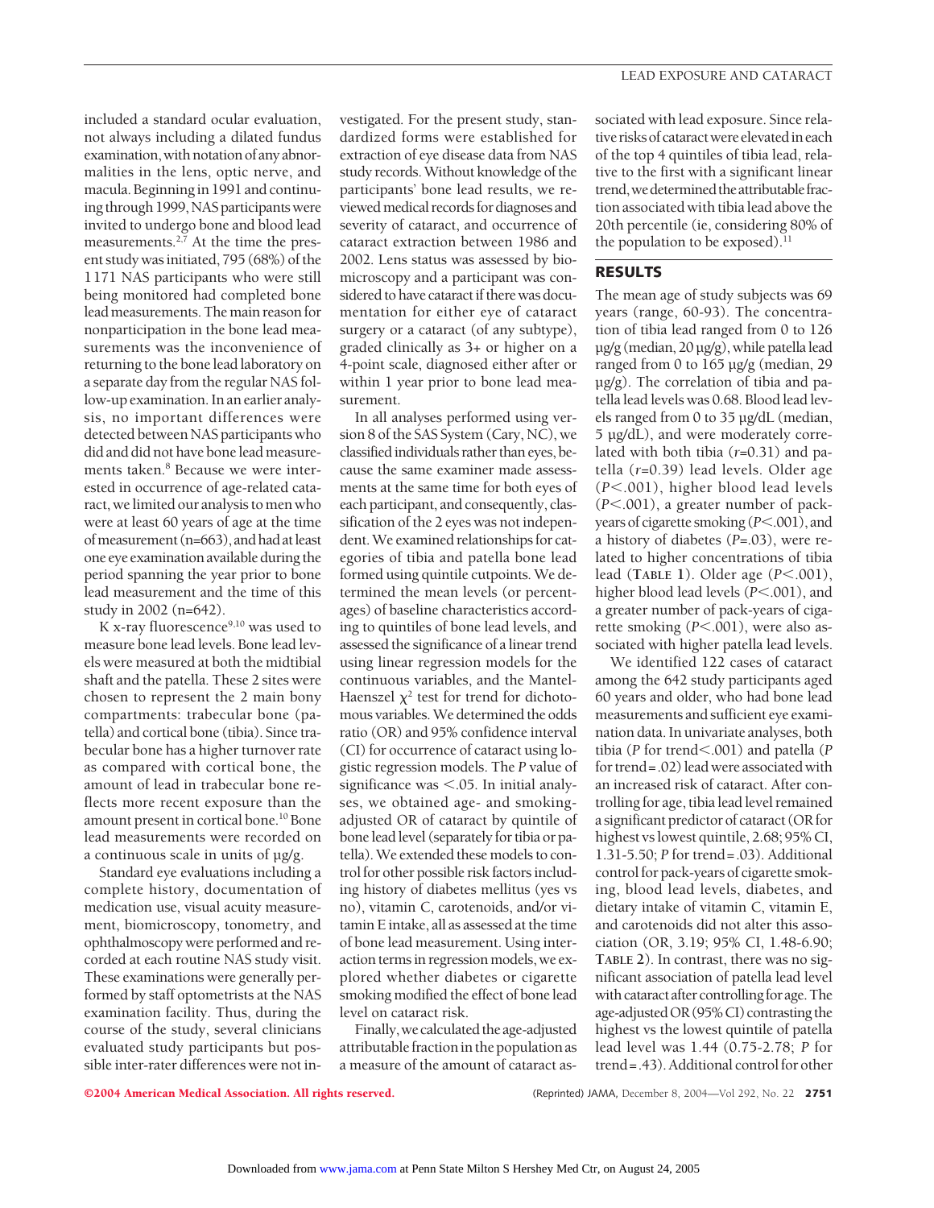included a standard ocular evaluation, not always including a dilated fundus examination, with notation of any abnormalities in the lens, optic nerve, and macula. Beginning in 1991 and continuing through 1999, NAS participants were invited to undergo bone and blood lead measurements.[2,7] At the time the present study was initiated, 795 (68%) of the 1171 NAS participants who were still being monitored had completed bone lead measurements. The main reason for nonparticipation in the bone lead measurements was the inconvenience of returning to the bone lead laboratory on a separate day from the regular NAS follow-up examination. In an earlier analysis, no important differences were detected between NAS participants who did and did not have bone lead measurements taken.[8] Because we were interested in occurrence of age-related cataract, we limited our analysis to men who were at least 60 years of age at the time of measurement (n=663), and had at least one eye examination available during the period spanning the year prior to bone lead measurement and the time of this study in 2002 (n=642).

K x-ray fluorescence[9,10] was used to measure bone lead levels. Bone lead levels were measured at both the midtibial shaft and the patella. These 2 sites were chosen to represent the 2 main bony compartments: trabecular bone (patella) and cortical bone (tibia). Since trabecular bone has a higher turnover rate as compared with cortical bone, the amount of lead in trabecular bone reflects more recent exposure than the amount present in cortical bone.[10] Bone lead measurements were recorded on a continuous scale in units of µg/g.

Standard eye evaluations including a complete history, documentation of medication use, visual acuity measurement, biomicroscopy, tonometry, and ophthalmoscopy were performed and recorded at each routine NAS study visit. These examinations were generally performed by staff optometrists at the NAS examination facility. Thus, during the course of the study, several clinicians evaluated study participants but possible inter-rater differences were not investigated. For the present study, standardized forms were established for extraction of eye disease data from NAS study records. Without knowledge of the participants' bone lead results, we reviewed medical records for diagnoses and severity of cataract, and occurrence of cataract extraction between 1986 and 2002. Lens status was assessed by biomicroscopy and a participant was considered to have cataract if there was documentation for either eye of cataract surgery or a cataract (of any subtype), graded clinically as 3+ or higher on a 4-point scale, diagnosed either after or within 1 year prior to bone lead measurement.

In all analyses performed using version 8 of the SAS System (Cary, NC), we classified individuals rather than eyes, because the same examiner made assessments at the same time for both eyes of each participant, and consequently, classification of the 2 eyes was not independent. We examined relationships for categories of tibia and patella bone lead formed using quintile cutpoints. We determined the mean levels (or percentages) of baseline characteristics according to quintiles of bone lead levels, and assessed the significance of a linear trend using linear regression models for the continuous variables, and the Mantel-Haenszel $\chi^2$ test for trend for dichotomous variables. We determined the odds ratio (OR) and 95% confidence interval (CI) for occurrence of cataract using logistic regression models. The *P* value of significance was <.05. In initial analyses, we obtained age- and smoking-adjusted OR of cataract by quintile of bone lead level (separately for tibia or patella). We extended these models to control for other possible risk factors including history of diabetes mellitus (yes vs no), vitamin C, carotenoids, and/or vitamin E intake, all as assessed at the time of bone lead measurement. Using interaction terms in regression models, we explored whether diabetes or cigarette smoking modified the effect of bone lead level on cataract risk.

Finally, we calculated the age-adjusted attributable fraction in the population as a measure of the amount of cataract associated with lead exposure. Since relative risks of cataract were elevated in each of the top 4 quintiles of tibia lead, relative to the first with a significant linear trend, we determined the attributable fraction associated with tibia lead above the 20th percentile (ie, considering 80% of the population to be exposed).[11]

## RESULTS

The mean age of study subjects was 69 years (range, 60-93). The concentration of tibia lead ranged from 0 to 126 µg/g (median, 20 µg/g), while patella lead ranged from 0 to 165 µg/g (median, 29 µg/g). The correlation of tibia and patella lead levels was 0.68. Blood lead levels ranged from 0 to 35 µg/dL (median, 5 µg/dL), and were moderately correlated with both tibia ($r$=0.31) and patella ($r$=0.39) lead levels. Older age ($P<.001$), higher blood lead levels ($P<.001$), a greater number of pack-years of cigarette smoking ($P<.001$), and a history of diabetes ($P=.03$), were related to higher concentrations of tibia lead (**TABLE 1**). Older age ($P<.001$), higher blood lead levels ($P<.001$), and a greater number of pack-years of cigarette smoking ($P<.001$), were also associated with higher patella lead levels.

We identified 122 cases of cataract among the 642 study participants aged 60 years and older, who had bone lead measurements and sufficient eye examination data. In univariate analyses, both tibia (*P* for trend<.001) and patella (*P* for trend=.02) lead were associated with an increased risk of cataract. After controlling for age, tibia lead level remained a significant predictor of cataract (OR for highest vs lowest quintile, 2.68; 95% CI, 1.31-5.50; *P* for trend=.03). Additional control for pack-years of cigarette smoking, blood lead levels, diabetes, and dietary intake of vitamin C, vitamin E, and carotenoids did not alter this association (OR, 3.19; 95% CI, 1.48-6.90; **TABLE 2**). In contrast, there was no significant association of patella lead level with cataract after controlling for age. The age-adjusted OR (95% CI) contrasting the highest vs the lowest quintile of patella lead level was 1.44 (0.75-2.78; *P* for trend=.43). Additional control for other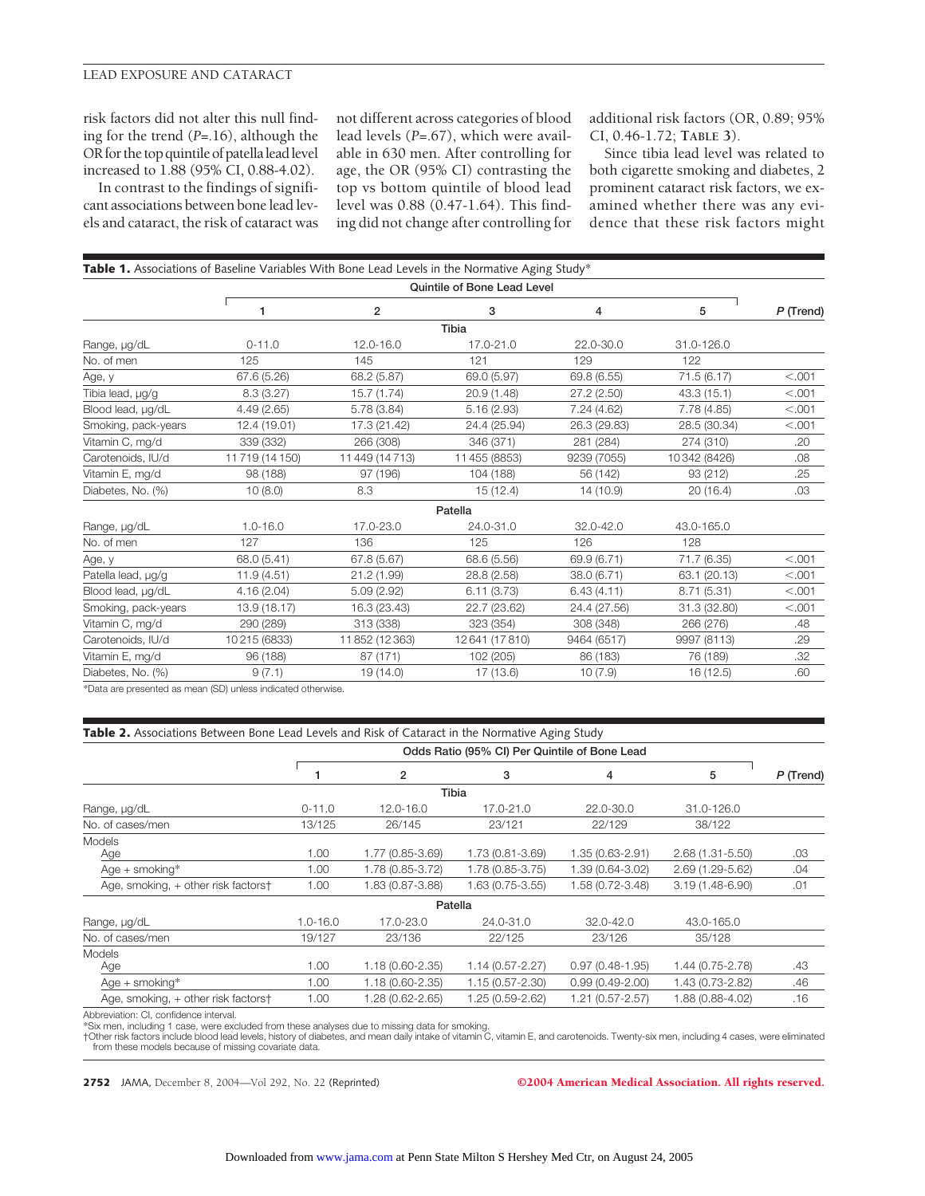risk factors did not alter this null finding for the trend (*P*=.16), although the OR for the top quintile of patella lead level increased to 1.88 (95% CI, 0.88-4.02).

In contrast to the findings of significant associations between bone lead levels and cataract, the risk of cataract was not different across categories of blood lead levels (*P*=.67), which were available in 630 men. After controlling for age, the OR (95% CI) contrasting the top vs bottom quintile of blood lead level was 0.88 (0.47-1.64). This finding did not change after controlling for additional risk factors (OR, 0.89; 95% CI, 0.46-1.72; **TABLE 3**).

Since tibia lead level was related to both cigarette smoking and diabetes, 2 prominent cataract risk factors, we examined whether there was any evidence that these risk factors might

**Table 1.** Associations of Baseline Variables With Bone Lead Levels in the Normative Aging Study*

| | Quintile of Bone Lead Level | | | | | |
|---|---|---|---|---|---|---|
| | 1 | 2 | 3 | 4 | 5 | *P* (Trend) |
| **Tibia** | | | | | | |
| Range, µg/dL | 0-11.0 | 12.0-16.0 | 17.0-21.0 | 22.0-30.0 | 31.0-126.0 | |
| No. of men | 125 | 145 | 121 | 129 | 122 | |
| Age, y | 67.6 (5.26) | 68.2 (5.87) | 69.0 (5.97) | 69.8 (6.55) | 71.5 (6.17) | <.001 |
| Tibia lead, µg/g | 8.3 (3.27) | 15.7 (1.74) | 20.9 (1.48) | 27.2 (2.50) | 43.3 (15.1) | <.001 |
| Blood lead, µg/dL | 4.49 (2.65) | 5.78 (3.84) | 5.16 (2.93) | 7.24 (4.62) | 7.78 (4.85) | <.001 |
| Smoking, pack-years | 12.4 (19.01) | 17.3 (21.42) | 24.4 (25.94) | 26.3 (29.83) | 28.5 (30.34) | <.001 |
| Vitamin C, mg/d | 339 (332) | 266 (308) | 346 (371) | 281 (284) | 274 (310) | .20 |
| Carotenoids, IU/d | 11 719 (14 150) | 11 449 (14 713) | 11 455 (8853) | 9239 (7055) | 10 342 (8426) | .08 |
| Vitamin E, mg/d | 98 (188) | 97 (196) | 104 (188) | 56 (142) | 93 (212) | .25 |
| Diabetes, No. (%) | 10 (8.0) | 8.3 | 15 (12.4) | 14 (10.9) | 20 (16.4) | .03 |
| **Patella** | | | | | | |
| Range, µg/dL | 1.0-16.0 | 17.0-23.0 | 24.0-31.0 | 32.0-42.0 | 43.0-165.0 | |
| No. of men | 127 | 136 | 125 | 126 | 128 | |
| Age, y | 68.0 (5.41) | 67.8 (5.67) | 68.6 (5.56) | 69.9 (6.71) | 71.7 (6.35) | <.001 |
| Patella lead, µg/g | 11.9 (4.51) | 21.2 (1.99) | 28.8 (2.58) | 38.0 (6.71) | 63.1 (20.13) | <.001 |
| Blood lead, µg/dL | 4.16 (2.04) | 5.09 (2.92) | 6.11 (3.73) | 6.43 (4.11) | 8.71 (5.31) | <.001 |
| Smoking, pack-years | 13.9 (18.17) | 16.3 (23.43) | 22.7 (23.62) | 24.4 (27.56) | 31.3 (32.80) | <.001 |
| Vitamin C, mg/d | 290 (289) | 313 (338) | 323 (354) | 308 (348) | 266 (276) | .48 |
| Carotenoids, IU/d | 10 215 (6833) | 11 852 (12 363) | 12 641 (17 810) | 9464 (6517) | 9997 (8113) | .29 |
| Vitamin E, mg/d | 96 (188) | 87 (171) | 102 (205) | 86 (183) | 76 (189) | .32 |
| Diabetes, No. (%) | 9 (7.1) | 19 (14.0) | 17 (13.6) | 10 (7.9) | 16 (12.5) | .60 |

*Data are presented as mean (SD) unless indicated otherwise.

**Table 2.** Associations Between Bone Lead Levels and Risk of Cataract in the Normative Aging Study

| | Odds Ratio (95% CI) Per Quintile of Bone Lead | | | | | |
|---|---|---|---|---|---|---|
| | 1 | 2 | 3 | 4 | 5 | *P* (Trend) |
| **Tibia** | | | | | | |
| Range, µg/dL | 0-11.0 | 12.0-16.0 | 17.0-21.0 | 22.0-30.0 | 31.0-126.0 | |
| No. of cases/men | 13/125 | 26/145 | 23/121 | 22/129 | 38/122 | |
| Models | | | | | | |
| Age | 1.00 | 1.77 (0.85-3.69) | 1.73 (0.81-3.69) | 1.35 (0.63-2.91) | 2.68 (1.31-5.50) | .03 |
| Age + smoking* | 1.00 | 1.78 (0.85-3.72) | 1.78 (0.85-3.75) | 1.39 (0.64-3.02) | 2.69 (1.29-5.62) | .04 |
| Age, smoking, + other risk factors† | 1.00 | 1.83 (0.87-3.88) | 1.63 (0.75-3.55) | 1.58 (0.72-3.48) | 3.19 (1.48-6.90) | .01 |
| **Patella** | | | | | | |
| Range, µg/dL | 1.0-16.0 | 17.0-23.0 | 24.0-31.0 | 32.0-42.0 | 43.0-165.0 | |
| No. of cases/men | 19/127 | 23/136 | 22/125 | 23/126 | 35/128 | |
| Models | | | | | | |
| Age | 1.00 | 1.18 (0.60-2.35) | 1.14 (0.57-2.27) | 0.97 (0.48-1.95) | 1.44 (0.75-2.78) | .43 |
| Age + smoking* | 1.00 | 1.18 (0.60-2.35) | 1.15 (0.57-2.30) | 0.99 (0.49-2.00) | 1.43 (0.73-2.82) | .46 |
| Age, smoking, + other risk factors† | 1.00 | 1.28 (0.62-2.65) | 1.25 (0.59-2.62) | 1.21 (0.57-2.57) | 1.88 (0.88-4.02) | .16 |

Abbreviation: CI, confidence interval.

*Six men, including 1 case, were excluded from these analyses due to missing data for smoking.

†Other risk factors include blood lead levels, history of diabetes, and mean daily intake of vitamin C, vitamin E, and carotenoids. Twenty-six men, including 4 cases, were eliminated from these models because of missing covariate data.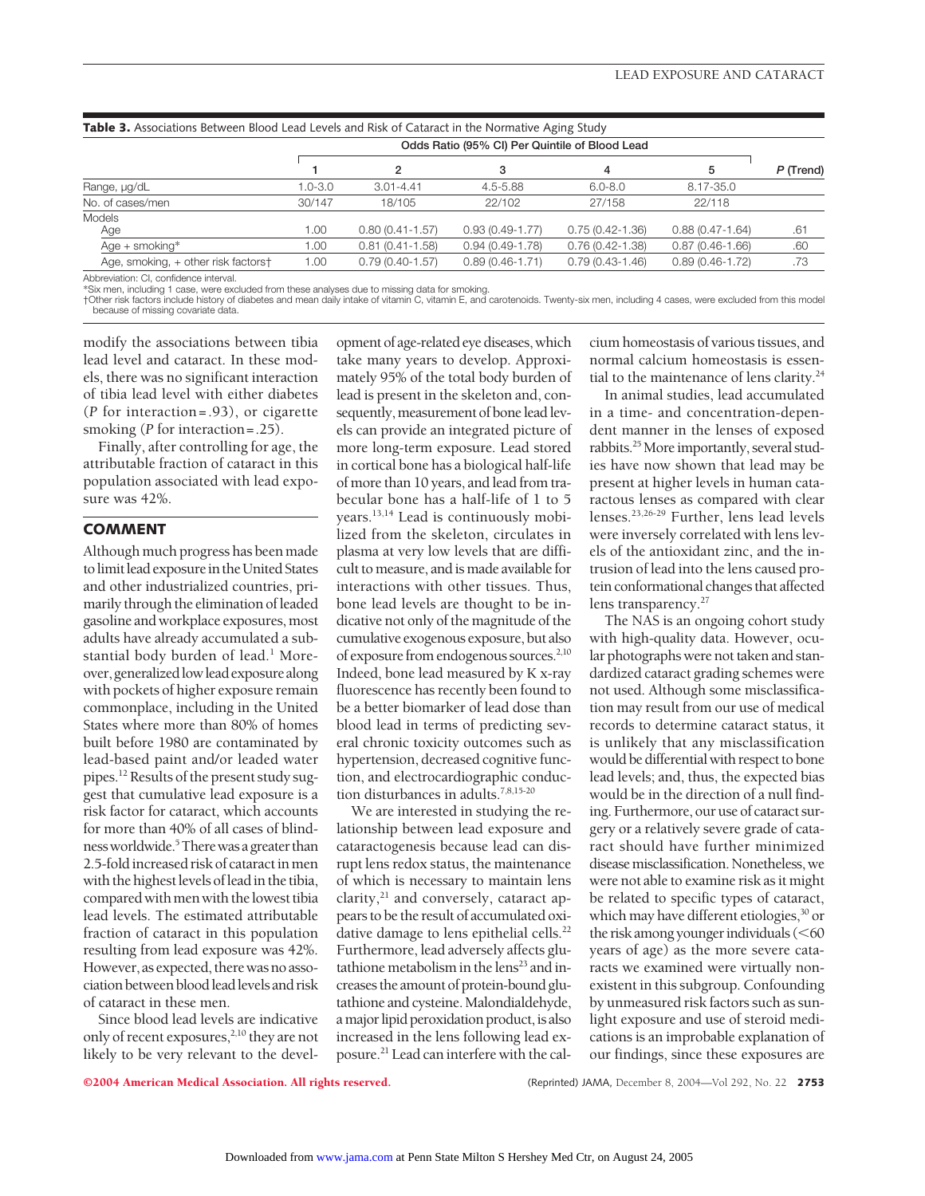**Table 3.** Associations Between Blood Lead Levels and Risk of Cataract in the Normative Aging Study

| | Odds Ratio (95% CI) Per Quintile of Blood Lead | | | | | |
|---|---|---|---|---|---|---|
| | 1 | 2 | 3 | 4 | 5 | *P* (Trend) |
| Range, μg/dL | 1.0-3.0 | 3.01-4.41 | 4.5-5.88 | 6.0-8.0 | 8.17-35.0 | |
| No. of cases/men | 30/147 | 18/105 | 22/102 | 27/158 | 22/118 | |
| Models | | | | | | |
| Age | 1.00 | 0.80 (0.41-1.57) | 0.93 (0.49-1.77) | 0.75 (0.42-1.36) | 0.88 (0.47-1.64) | .61 |
| Age + smoking* | 1.00 | 0.81 (0.41-1.58) | 0.94 (0.49-1.78) | 0.76 (0.42-1.38) | 0.87 (0.46-1.66) | .60 |
| Age, smoking, + other risk factors† | 1.00 | 0.79 (0.40-1.57) | 0.89 (0.46-1.71) | 0.79 (0.43-1.46) | 0.89 (0.46-1.72) | .73 |

Abbreviation: CI, confidence interval.
*Six men, including 1 case, were excluded from these analyses due to missing data for smoking.
†Other risk factors include history of diabetes and mean daily intake of vitamin C, vitamin E, and carotenoids. Twenty-six men, including 4 cases, were excluded from this model because of missing covariate data.

modify the associations between tibia lead level and cataract. In these models, there was no significant interaction of tibia lead level with either diabetes (*P* for interaction=.93), or cigarette smoking (*P* for interaction=.25).

Finally, after controlling for age, the attributable fraction of cataract in this population associated with lead exposure was 42%.

## COMMENT

Although much progress has been made to limit lead exposure in the United States and other industrialized countries, primarily through the elimination of leaded gasoline and workplace exposures, most adults have already accumulated a substantial body burden of lead.[1] Moreover, generalized low lead exposure along with pockets of higher exposure remain commonplace, including in the United States where more than 80% of homes built before 1980 are contaminated by lead-based paint and/or leaded water pipes.[12] Results of the present study suggest that cumulative lead exposure is a risk factor for cataract, which accounts for more than 40% of all cases of blindness worldwide.[5] There was a greater than 2.5-fold increased risk of cataract in men with the highest levels of lead in the tibia, compared with men with the lowest tibia lead levels. The estimated attributable fraction of cataract in this population resulting from lead exposure was 42%. However, as expected, there was no association between blood lead levels and risk of cataract in these men.

Since blood lead levels are indicative only of recent exposures,[2,10] they are not likely to be very relevant to the development of age-related eye diseases, which take many years to develop. Approximately 95% of the total body burden of lead is present in the skeleton and, consequently, measurement of bone lead levels can provide an integrated picture of more long-term exposure. Lead stored in cortical bone has a biological half-life of more than 10 years, and lead from trabecular bone has a half-life of 1 to 5 years.[13,14] Lead is continuously mobilized from the skeleton, circulates in plasma at very low levels that are difficult to measure, and is made available for interactions with other tissues. Thus, bone lead levels are thought to be indicative not only of the magnitude of the cumulative exogenous exposure, but also of exposure from endogenous sources.[2,10] Indeed, bone lead measured by K x-ray fluorescence has recently been found to be a better biomarker of lead dose than blood lead in terms of predicting several chronic toxicity outcomes such as hypertension, decreased cognitive function, and electrocardiographic conduction disturbances in adults.[7,8,15-20]

We are interested in studying the relationship between lead exposure and cataractogenesis because lead can disrupt lens redox status, the maintenance of which is necessary to maintain lens clarity,[21] and conversely, cataract appears to be the result of accumulated oxidative damage to lens epithelial cells.[22] Furthermore, lead adversely affects glutathione metabolism in the lens[23] and increases the amount of protein-bound glutathione and cysteine. Malondialdehyde, a major lipid peroxidation product, is also increased in the lens following lead exposure.[21] Lead can interfere with the calcium homeostasis of various tissues, and normal calcium homeostasis is essential to the maintenance of lens clarity.[24]

In animal studies, lead accumulated in a time- and concentration-dependent manner in the lenses of exposed rabbits.[25] More importantly, several studies have now shown that lead may be present at higher levels in human cataractous lenses as compared with clear lenses.[23,26-29] Further, lens lead levels were inversely correlated with lens levels of the antioxidant zinc, and the intrusion of lead into the lens caused protein conformational changes that affected lens transparency.[27]

The NAS is an ongoing cohort study with high-quality data. However, ocular photographs were not taken and standardized cataract grading schemes were not used. Although some misclassification may result from our use of medical records to determine cataract status, it is unlikely that any misclassification would be differential with respect to bone lead levels; and, thus, the expected bias would be in the direction of a null finding. Furthermore, our use of cataract surgery or a relatively severe grade of cataract should have further minimized disease misclassification. Nonetheless, we were not able to examine risk as it might be related to specific types of cataract, which may have different etiologies,[30] or the risk among younger individuals (<60 years of age) as the more severe cataracts we examined were virtually nonexistent in this subgroup. Confounding by unmeasured risk factors such as sunlight exposure and use of steroid medications is an improbable explanation of our findings, since these exposures are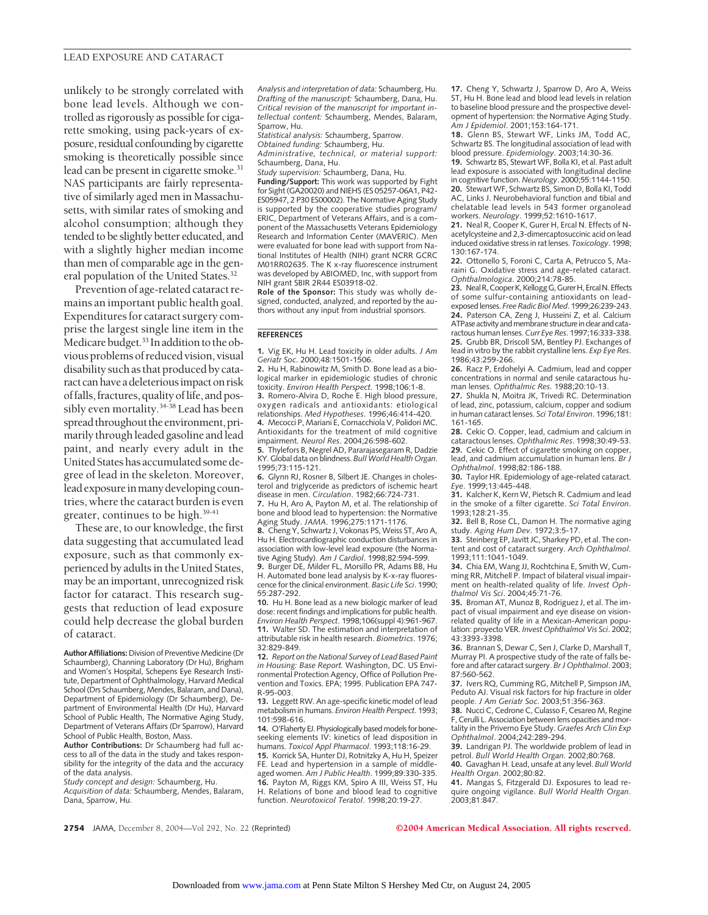unlikely to be strongly correlated with bone lead levels. Although we controlled as rigorously as possible for cigarette smoking, using pack-years of exposure, residual confounding by cigarette smoking is theoretically possible since lead can be present in cigarette smoke.[31] NAS participants are fairly representative of similarly aged men in Massachusetts, with similar rates of smoking and alcohol consumption; although they tended to be slightly better educated, and with a slightly higher median income than men of comparable age in the general population of the United States.[32]

Prevention of age-related cataract remains an important public health goal. Expenditures for cataract surgery comprise the largest single line item in the Medicare budget.[33] In addition to the obvious problems of reduced vision, visual disability such as that produced by cataract can have a deleterious impact on risk of falls, fractures, quality of life, and possibly even mortality.[34-38] Lead has been spread throughout the environment, primarily through leaded gasoline and lead paint, and nearly every adult in the United States has accumulated some degree of lead in the skeleton. Moreover, lead exposure in many developing countries, where the cataract burden is even greater, continues to be high.[39-41]

These are, to our knowledge, the first data suggesting that accumulated lead exposure, such as that commonly experienced by adults in the United States, may be an important, unrecognized risk factor for cataract. This research suggests that reduction of lead exposure could help decrease the global burden of cataract.

**Author Affiliations:** Division of Preventive Medicine (Dr Schaumberg), Channing Laboratory (Dr Hu), Brigham and Women's Hospital, Schepens Eye Research Institute, Department of Ophthalmology, Harvard Medical School (Drs Schaumberg, Mendes, Balaram, and Dana), Department of Epidemiology (Dr Schaumberg), Department of Environmental Health (Dr Hu), Harvard School of Public Health, The Normative Aging Study, Department of Veterans Affairs (Dr Sparrow), Harvard School of Public Health, Boston, Mass.

**Author Contributions:** Dr Schaumberg had full access to all of the data in the study and takes responsibility for the integrity of the data and the accuracy of the data analysis.

*Study concept and design:* Schaumberg, Hu.

*Acquisition of data:* Schaumberg, Mendes, Balaram, Dana, Sparrow, Hu.

*Analysis and interpretation of data:* Schaumberg, Hu.

*Drafting of the manuscript:* Schaumberg, Dana, Hu.

*Critical revision of the manuscript for important intellectual content:* Schaumberg, Mendes, Balaram, Sparrow, Hu.

*Statistical analysis:* Schaumberg, Sparrow.

*Obtained funding:* Schaumberg, Hu.

*Administrative, technical, or material support:* Schaumberg, Dana, Hu.

*Study supervision:* Schaumberg, Dana, Hu.

**Funding/Support:** This work was supported by Fight for Sight (GA20020) and NIEHS (ES 05257-06A1, P42-ES05947, 2 P30 ES00002). The Normative Aging Study is supported by the cooperative studies program/ERIC, Department of Veterans Affairs, and is a component of the Massachusetts Veterans Epidemiology Research and Information Center (MAVERIC). Men were evaluated for bone lead with support from National Institutes of Health (NIH) grant NCRR GCRC M01RR02635. The K x-ray fluorescence instrument was developed by ABIOMED, Inc, with support from NIH grant SBIR 2R44 ES03918-02.

**Role of the Sponsor:** This study was wholly designed, conducted, analyzed, and reported by the authors without any input from industrial sponsors.

## REFERENCES

1. Vig EK, Hu H. Lead toxicity in older adults. *J Am Geriatr Soc*. 2000;48:1501-1506.
2. Hu H, Rabinowitz M, Smith D. Bone lead as a biological marker in epidemiologic studies of chronic toxicity. *Environ Health Perspect*. 1998;106:1-8.
3. Romero-Alvira D, Roche E. High blood pressure, oxygen radicals and antioxidants: etiological relationships. *Med Hypotheses*. 1996;46:414-420.
4. Mecocci P, Mariani E, Cornacchiola V, Polidori MC. Antioxidants for the treatment of mild cognitive impairment. *Neurol Res*. 2004;26:598-602.
5. Thylefors B, Negrel AD, Pararajasegaram R, Dadzie KY. Global data on blindness. *Bull World Health Organ*. 1995;73:115-121.
6. Glynn RJ, Rosner B, Silbert JE. Changes in cholesterol and triglyceride as predictors of ischemic heart disease in men. *Circulation*. 1982;66:724-731.
7. Hu H, Aro A, Payton M, et al. The relationship of bone and blood lead to hypertension: the Normative Aging Study. *JAMA*. 1996;275:1171-1176.
8. Cheng Y, Schwartz J, Vokonas PS, Weiss ST, Aro A, Hu H. Electrocardiographic conduction disturbances in association with low-level lead exposure (the Normative Aging Study). *Am J Cardiol*. 1998;82:594-599.
9. Burger DE, Milder FL, Morsillo PR, Adams BB, Hu H. Automated bone lead analysis by K-x-ray fluorescence for the clinical environment. *Basic Life Sci*. 1990;55:287-292.
10. Hu H. Bone lead as a new biologic marker of lead dose: recent findings and implications for public health. *Environ Health Perspect*. 1998;106(suppl 4):961-967.
11. Walter SD. The estimation and interpretation of attributable risk in health research. *Biometrics*. 1976;32:829-849.
12. *Report on the National Survey of Lead Based Paint in Housing: Base Report.* Washington, DC. US Environmental Protection Agency, Office of Pollution Prevention and Toxics. EPA; 1995. Publication EPA 747-R-95-003.
13. Leggett RW. An age-specific kinetic model of lead metabolism in humans. *Environ Health Perspect*. 1993;101:598-616.
14. O'Flaherty EJ. Physiologically based models for bone-seeking elements IV: kinetics of lead disposition in humans. *Toxicol Appl Pharmacol*. 1993;118:16-29.
15. Korrick SA, Hunter DJ, Rotnitzky A, Hu H, Speizer FE. Lead and hypertension in a sample of middle-aged women. *Am J Public Health*. 1999;89:330-335.
16. Payton M, Riggs KM, Spiro A III, Weiss ST, Hu H. Relations of bone and blood lead to cognitive function. *Neurotoxicol Teratol*. 1998;20:19-27.
17. Cheng Y, Schwartz J, Sparrow D, Aro A, Weiss ST, Hu H. Bone lead and blood lead levels in relation to baseline blood pressure and the prospective development of hypertension: the Normative Aging Study. *Am J Epidemiol*. 2001;153:164-171.
18. Glenn BS, Stewart WF, Links JM, Todd AC, Schwartz BS. The longitudinal association of lead with blood pressure. *Epidemiology*. 2003;14:30-36.
19. Schwartz BS, Stewart WF, Bolla KI, et al. Past adult lead exposure is associated with longitudinal decline in cognitive function. *Neurology*. 2000;55:1144-1150.
20. Stewart WF, Schwartz BS, Simon D, Bolla KI, Todd AC, Links J. Neurobehavioral function and tibial and chelatable lead levels in 543 former organolead workers. *Neurology*. 1999;52:1610-1617.
21. Neal R, Cooper K, Gurer H, Ercal N. Effects of N-acetylcysteine and 2,3-dimercaptosuccinic acid on lead induced oxidative stress in rat lenses. *Toxicology*. 1998;130:167-174.
22. Ottonello S, Foroni C, Carta A, Petrucco S, Maraini G. Oxidative stress and age-related cataract. *Ophthalmologica*. 2000;214:78-85.
23. Neal R, Cooper K, Kellogg G, Gurer H, Ercal N. Effects of some sulfur-containing antioxidants on lead-exposed lenses. *Free Radic Biol Med*. 1999;26:239-243.
24. Paterson CA, Zeng J, Husseini Z, et al. Calcium ATPase activity and membrane structure in clear and cataractous human lenses. *Curr Eye Res*. 1997;16:333-338.
25. Grubb BR, Driscoll SM, Bentley PJ. Exchanges of lead in vitro by the rabbit crystalline lens. *Exp Eye Res*. 1986;43:259-266.
26. Racz P, Erdohelyi A. Cadmium, lead and copper concentrations in normal and senile cataractous human lenses. *Ophthalmic Res*. 1988;20:10-13.
27. Shukla N, Moitra JK, Trivedi RC. Determination of lead, zinc, potassium, calcium, copper and sodium in human cataract lenses. *Sci Total Environ*. 1996;181:161-165.
28. Cekic O. Copper, lead, cadmium and calcium in cataractous lenses. *Ophthalmic Res*. 1998;30:49-53.
29. Cekic O. Effect of cigarette smoking on copper, lead, and cadmium accumulation in human lens. *Br J Ophthalmol*. 1998;82:186-188.
30. Taylor HR. Epidemiology of age-related cataract. *Eye*. 1999;13:445-448.
31. Kalcher K, Kern W, Pietsch R. Cadmium and lead in the smoke of a filter cigarette. *Sci Total Environ*. 1993;128:21-35.
32. Bell B, Rose CL, Damon H. The normative aging study. *Aging Hum Dev*. 1972;3:5-17.
33. Steinberg EP, Javitt JC, Sharkey PD, et al. The content and cost of cataract surgery. *Arch Ophthalmol*. 1993;111:1041-1049.
34. Chia EM, Wang JJ, Rochtchina E, Smith W, Cumming RR, Mitchell P. Impact of bilateral visual impairment on health-related quality of life. *Invest Ophthalmol Vis Sci*. 2004;45:71-76.
35. Broman AT, Munoz B, Rodriguez J, et al. The impact of visual impairment and eye disease on vision-related quality of life in a Mexican-American population: proyecto VER. *Invest Ophthalmol Vis Sci*. 2002;43:3393-3398.
36. Brannan S, Dewar C, Sen J, Clarke D, Marshall T, Murray PI. A prospective study of the rate of falls before and after cataract surgery. *Br J Ophthalmol*. 2003;87:560-562.
37. Ivers RQ, Cumming RG, Mitchell P, Simpson JM, Peduto AJ. Visual risk factors for hip fracture in older people. *J Am Geriatr Soc*. 2003;51:356-363.
38. Nucci C, Cedrone C, Culasso F, Cesareo M, Regine F, Cerulli L. Association between lens opacities and mortality in the Priverno Eye Study. *Graefes Arch Clin Exp Ophthalmol*. 2004;242:289-294.
39. Landrigan PJ. The worldwide problem of lead in petrol. *Bull World Health Organ*. 2002;80:768.
40. Gavaghan H. Lead, unsafe at any level. *Bull World Health Organ*. 2002;80:82.
41. Mangas S, Fitzgerald DJ. Exposures to lead require ongoing vigilance. *Bull World Health Organ*. 2003;81:847.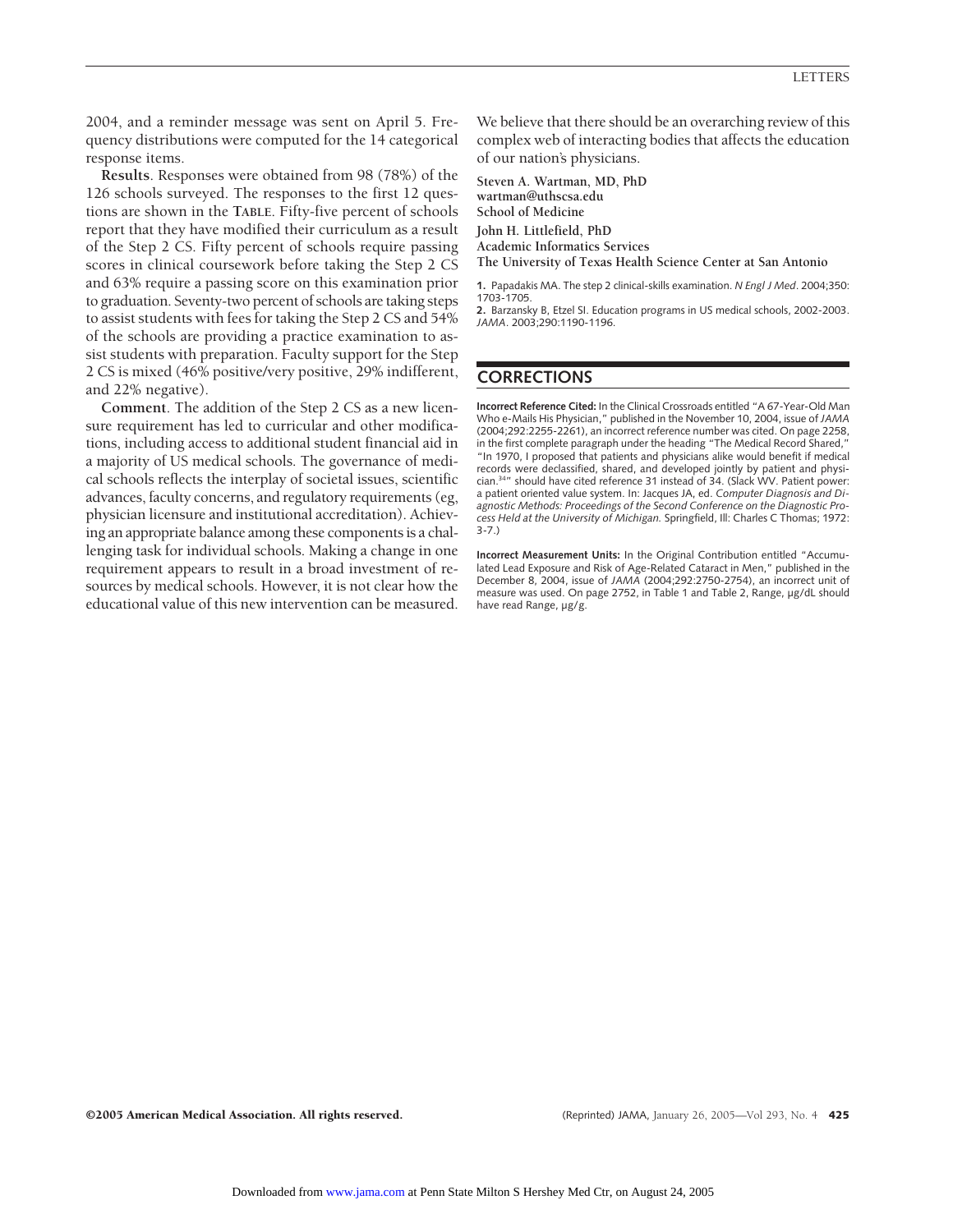2004, and a reminder message was sent on April 5. Frequency distributions were computed for the 14 categorical response items.

**Results**. Responses were obtained from 98 (78%) of the 126 schools surveyed. The responses to the first 12 questions are shown in the **TABLE**. Fifty-five percent of schools report that they have modified their curriculum as a result of the Step 2 CS. Fifty percent of schools require passing scores in clinical coursework before taking the Step 2 CS and 63% require a passing score on this examination prior to graduation. Seventy-two percent of schools are taking steps to assist students with fees for taking the Step 2 CS and 54% of the schools are providing a practice examination to assist students with preparation. Faculty support for the Step 2 CS is mixed (46% positive/very positive, 29% indifferent, and 22% negative).

**Comment**. The addition of the Step 2 CS as a new licensure requirement has led to curricular and other modifications, including access to additional student financial aid in a majority of US medical schools. The governance of medical schools reflects the interplay of societal issues, scientific advances, faculty concerns, and regulatory requirements (eg, physician licensure and institutional accreditation). Achieving an appropriate balance among these components is a challenging task for individual schools. Making a change in one requirement appears to result in a broad investment of resources by medical schools. However, it is not clear how the educational value of this new intervention can be measured. We believe that there should be an overarching review of this complex web of interacting bodies that affects the education of our nation's physicians.

**Steven A. Wartman, MD, PhD**
**wartman@uthscsa.edu**
**School of Medicine**
**John H. Littlefield, PhD**
**Academic Informatics Services**
**The University of Texas Health Science Center at San Antonio**

1. Papadakis MA. The step 2 clinical-skills examination. *N Engl J Med*. 2004;350:1703-1705.
2. Barzansky B, Etzel SI. Education programs in US medical schools, 2002-2003. *JAMA*. 2003;290:1190-1196.

## CORRECTIONS

**Incorrect Reference Cited:** In the Clinical Crossroads entitled "A 67-Year-Old Man Who e-Mails His Physician," published in the November 10, 2004, issue of *JAMA* (2004;292:2255-2261), an incorrect reference number was cited. On page 2258, in the first complete paragraph under the heading "The Medical Record Shared," "In 1970, I proposed that patients and physicians alike would benefit if medical records were declassified, shared, and developed jointly by patient and physician.[34]" should have cited reference 31 instead of 34. (Slack WV. Patient power: a patient oriented value system. In: Jacques JA, ed. *Computer Diagnosis and Diagnostic Methods: Proceedings of the Second Conference on the Diagnostic Process Held at the University of Michigan.* Springfield, Ill: Charles C Thomas; 1972: 3-7.)

**Incorrect Measurement Units:** In the Original Contribution entitled "Accumulated Lead Exposure and Risk of Age-Related Cataract in Men," published in the December 8, 2004, issue of *JAMA* (2004;292:2750-2754), an incorrect unit of measure was used. On page 2752, in Table 1 and Table 2, Range, μg/dL should have read Range, μg/g.